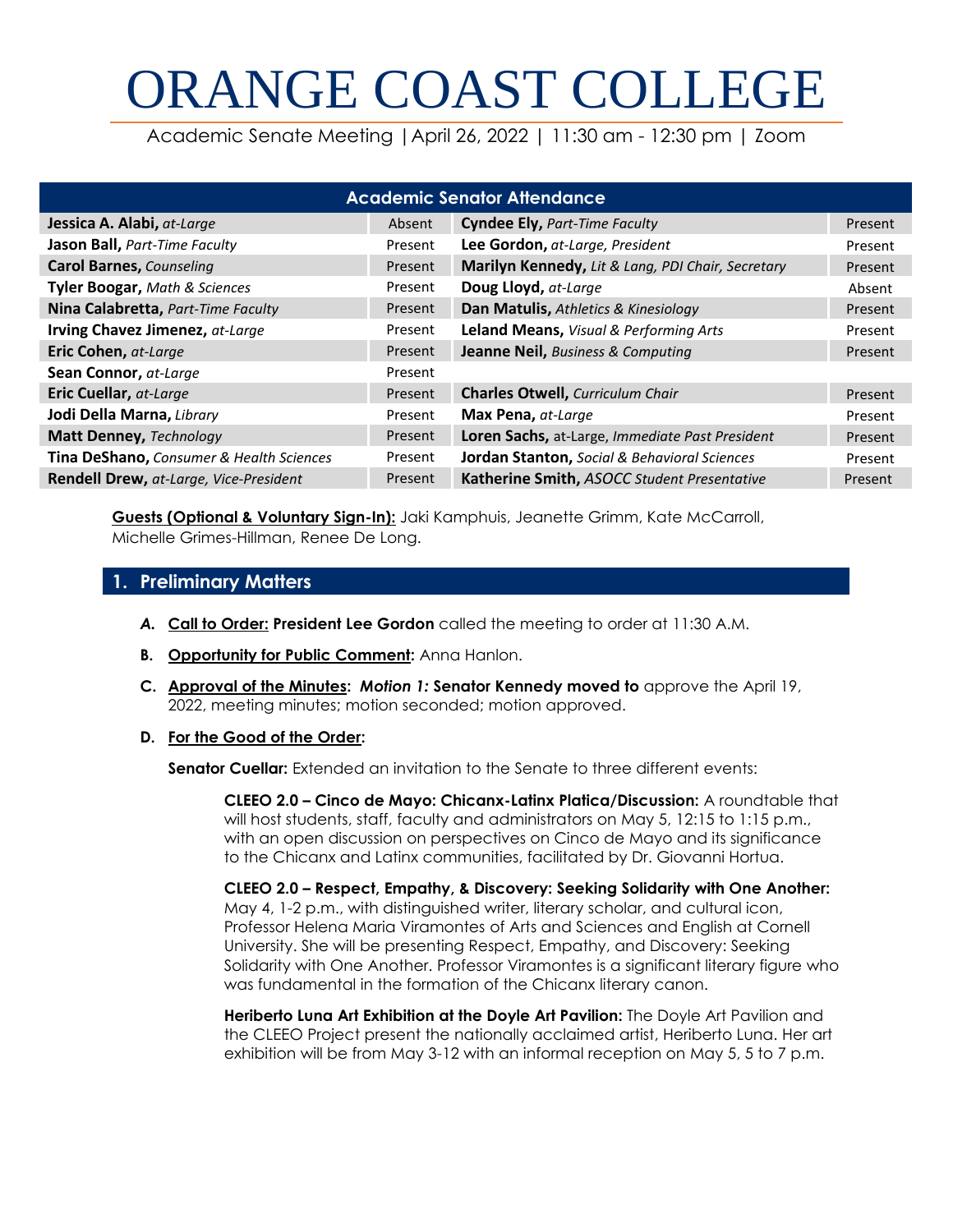# ORANGE COAST COLLEGE

Academic Senate Meeting | April 26, 2022 | 11:30 am - 12:30 pm | Zoom

| Academic Senator Attendance | | | |
|---|---|---|---|
| **Jessica A. Alabi,** *at-Large* | Absent | **Cyndee Ely,** *Part-Time Faculty* | Present |
| **Jason Ball,** *Part-Time Faculty* | Present | **Lee Gordon,** *at-Large, President* | Present |
| **Carol Barnes,** *Counseling* | Present | **Marilyn Kennedy,** *Lit & Lang, PDI Chair, Secretary* | Present |
| **Tyler Boogar,** *Math & Sciences* | Present | **Doug Lloyd,** *at-Large* | Absent |
| **Nina Calabretta,** *Part-Time Faculty* | Present | **Dan Matulis,** *Athletics & Kinesiology* | Present |
| **Irving Chavez Jimenez,** *at-Large* | Present | **Leland Means,** *Visual & Performing Arts* | Present |
| **Eric Cohen,** *at-Large* | Present | **Jeanne Neil,** *Business & Computing* | Present |
| **Sean Connor,** *at-Large* | Present | | |
| **Eric Cuellar,** *at-Large* | Present | **Charles Otwell,** *Curriculum Chair* | Present |
| **Jodi Della Marna,** *Library* | Present | **Max Pena,** *at-Large* | Present |
| **Matt Denney,** *Technology* | Present | **Loren Sachs,** at-Large, *Immediate Past President* | Present |
| **Tina DeShano,** *Consumer & Health Sciences* | Present | **Jordan Stanton,** *Social & Behavioral Sciences* | Present |
| **Rendell Drew,** *at-Large, Vice-President* | Present | **Katherine Smith,** *ASOCC Student Presentative* | Present |

**Guests (Optional & Voluntary Sign-In):** Jaki Kamphuis, Jeanette Grimm, Kate McCarroll, Michelle Grimes-Hillman, Renee De Long.

## 1. Preliminary Matters

*A.* **Call to Order: President Lee Gordon** called the meeting to order at 11:30 A.M.

**B. Opportunity for Public Comment:** Anna Hanlon.

**C. Approval of the Minutes:** ***Motion 1:*** **Senator Kennedy moved to** approve the April 19, 2022, meeting minutes; motion seconded; motion approved.

**D. For the Good of the Order:**

**Senator Cuellar:** Extended an invitation to the Senate to three different events:

**CLEEO 2.0 – Cinco de Mayo: Chicanx-Latinx Platica/Discussion:** A roundtable that will host students, staff, faculty and administrators on May 5, 12:15 to 1:15 p.m., with an open discussion on perspectives on Cinco de Mayo and its significance to the Chicanx and Latinx communities, facilitated by Dr. Giovanni Hortua.

**CLEEO 2.0 – Respect, Empathy, & Discovery: Seeking Solidarity with One Another:** May 4, 1-2 p.m., with distinguished writer, literary scholar, and cultural icon, Professor Helena Maria Viramontes of Arts and Sciences and English at Cornell University. She will be presenting Respect, Empathy, and Discovery: Seeking Solidarity with One Another. Professor Viramontes is a significant literary figure who was fundamental in the formation of the Chicanx literary canon.

**Heriberto Luna Art Exhibition at the Doyle Art Pavilion:** The Doyle Art Pavilion and the CLEEO Project present the nationally acclaimed artist, Heriberto Luna. Her art exhibition will be from May 3-12 with an informal reception on May 5, 5 to 7 p.m.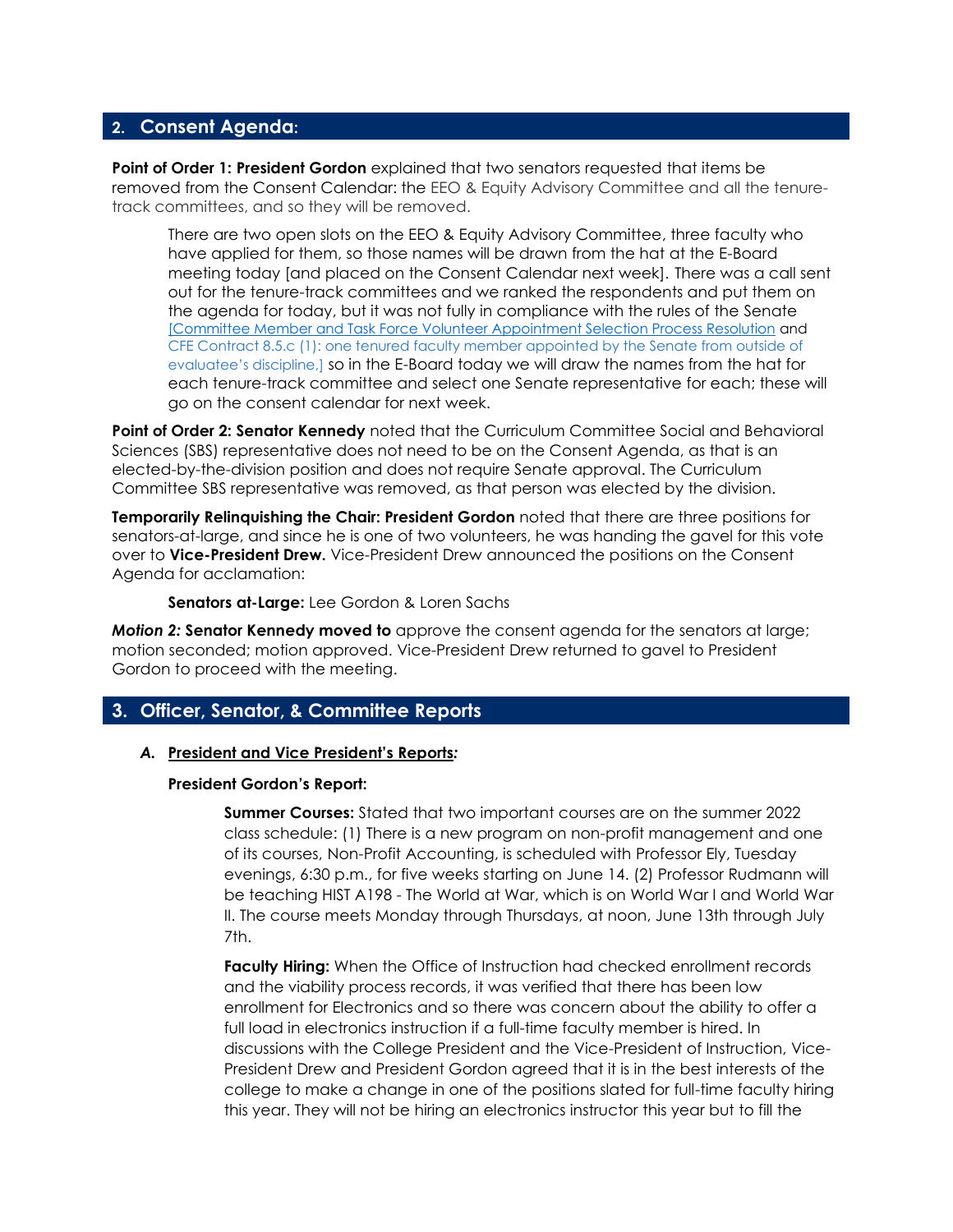## 2. Consent Agenda:

**Point of Order 1: President Gordon** explained that two senators requested that items be removed from the Consent Calendar: the EEO & Equity Advisory Committee and all the tenure-track committees, and so they will be removed.

> There are two open slots on the EEO & Equity Advisory Committee, three faculty who have applied for them, so those names will be drawn from the hat at the E-Board meeting today [and placed on the Consent Calendar next week]. There was a call sent out for the tenure-track committees and we ranked the respondents and put them on the agenda for today, but it was not fully in compliance with the rules of the Senate [Committee Member and Task Force Volunteer Appointment Selection Process Resolution and CFE Contract 8.5.c (1): one tenured faculty member appointed by the Senate from outside of evaluatee's discipline,] so in the E-Board today we will draw the names from the hat for each tenure-track committee and select one Senate representative for each; these will go on the consent calendar for next week.

**Point of Order 2: Senator Kennedy** noted that the Curriculum Committee Social and Behavioral Sciences (SBS) representative does not need to be on the Consent Agenda, as that is an elected-by-the-division position and does not require Senate approval. The Curriculum Committee SBS representative was removed, as that person was elected by the division.

**Temporarily Relinquishing the Chair: President Gordon** noted that there are three positions for senators-at-large, and since he is one of two volunteers, he was handing the gavel for this vote over to **Vice-President Drew.** Vice-President Drew announced the positions on the Consent Agenda for acclamation:

> **Senators at-Large:** Lee Gordon & Loren Sachs

***Motion 2:* Senator Kennedy moved to** approve the consent agenda for the senators at large; motion seconded; motion approved. Vice-President Drew returned to gavel to President Gordon to proceed with the meeting.

## 3. Officer, Senator, & Committee Reports

### *A.* President and Vice President's Reports*:*

**President Gordon's Report:**

**Summer Courses:** Stated that two important courses are on the summer 2022 class schedule: (1) There is a new program on non-profit management and one of its courses, Non-Profit Accounting, is scheduled with Professor Ely, Tuesday evenings, 6:30 p.m., for five weeks starting on June 14. (2) Professor Rudmann will be teaching HIST A198 - The World at War, which is on World War I and World War II. The course meets Monday through Thursdays, at noon, June 13th through July 7th.

**Faculty Hiring:** When the Office of Instruction had checked enrollment records and the viability process records, it was verified that there has been low enrollment for Electronics and so there was concern about the ability to offer a full load in electronics instruction if a full-time faculty member is hired. In discussions with the College President and the Vice-President of Instruction, Vice-President Drew and President Gordon agreed that it is in the best interests of the college to make a change in one of the positions slated for full-time faculty hiring this year. They will not be hiring an electronics instructor this year but to fill the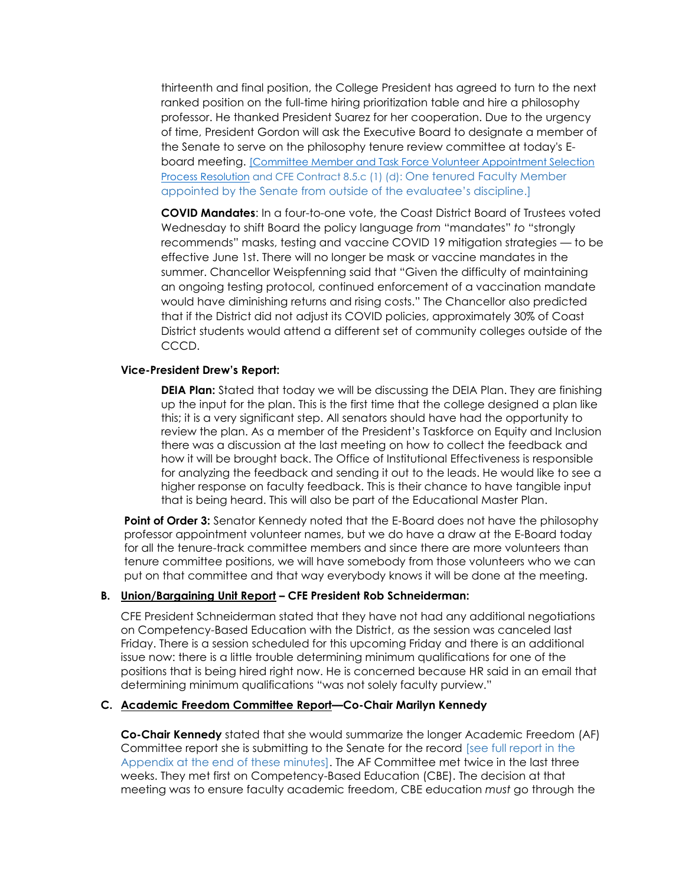thirteenth and final position, the College President has agreed to turn to the next ranked position on the full-time hiring prioritization table and hire a philosophy professor. He thanked President Suarez for her cooperation. Due to the urgency of time, President Gordon will ask the Executive Board to designate a member of the Senate to serve on the philosophy tenure review committee at today's E-board meeting. [Committee Member and Task Force Volunteer Appointment Selection Process Resolution and CFE Contract 8.5.c (1) (d): One tenured Faculty Member appointed by the Senate from outside of the evaluatee's discipline.]

**COVID Mandates**: In a four-to-one vote, the Coast District Board of Trustees voted Wednesday to shift Board the policy language *from* "mandates" *to* "strongly recommends" masks, testing and vaccine COVID 19 mitigation strategies — to be effective June 1st. There will no longer be mask or vaccine mandates in the summer. Chancellor Weispfenning said that "Given the difficulty of maintaining an ongoing testing protocol, continued enforcement of a vaccination mandate would have diminishing returns and rising costs." The Chancellor also predicted that if the District did not adjust its COVID policies, approximately 30% of Coast District students would attend a different set of community colleges outside of the CCCD.

**Vice-President Drew's Report:**

**DEIA Plan:** Stated that today we will be discussing the DEIA Plan. They are finishing up the input for the plan. This is the first time that the college designed a plan like this; it is a very significant step. All senators should have had the opportunity to review the plan. As a member of the President's Taskforce on Equity and Inclusion there was a discussion at the last meeting on how to collect the feedback and how it will be brought back. The Office of Institutional Effectiveness is responsible for analyzing the feedback and sending it out to the leads. He would like to see a higher response on faculty feedback. This is their chance to have tangible input that is being heard. This will also be part of the Educational Master Plan.

**Point of Order 3:** Senator Kennedy noted that the E-Board does not have the philosophy professor appointment volunteer names, but we do have a draw at the E-Board today for all the tenure-track committee members and since there are more volunteers than tenure committee positions, we will have somebody from those volunteers who we can put on that committee and that way everybody knows it will be done at the meeting.

**B. Union/Bargaining Unit Report – CFE President Rob Schneiderman:**

CFE President Schneiderman stated that they have not had any additional negotiations on Competency-Based Education with the District, as the session was canceled last Friday. There is a session scheduled for this upcoming Friday and there is an additional issue now: there is a little trouble determining minimum qualifications for one of the positions that is being hired right now. He is concerned because HR said in an email that determining minimum qualifications "was not solely faculty purview."

**C. Academic Freedom Committee Report—Co-Chair Marilyn Kennedy**

**Co-Chair Kennedy** stated that she would summarize the longer Academic Freedom (AF) Committee report she is submitting to the Senate for the record [see full report in the Appendix at the end of these minutes]. The AF Committee met twice in the last three weeks. They met first on Competency-Based Education (CBE). The decision at that meeting was to ensure faculty academic freedom, CBE education *must* go through the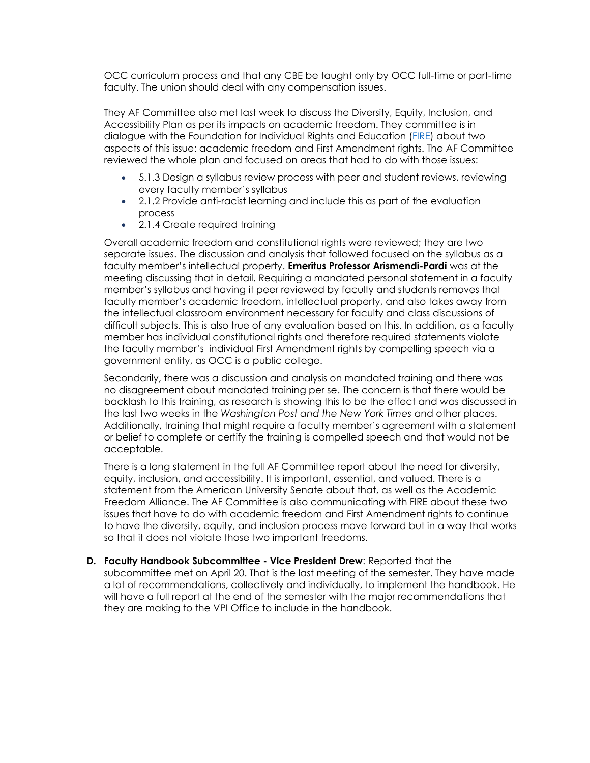OCC curriculum process and that any CBE be taught only by OCC full-time or part-time faculty. The union should deal with any compensation issues.

They AF Committee also met last week to discuss the Diversity, Equity, Inclusion, and Accessibility Plan as per its impacts on academic freedom. They committee is in dialogue with the Foundation for Individual Rights and Education (FIRE) about two aspects of this issue: academic freedom and First Amendment rights. The AF Committee reviewed the whole plan and focused on areas that had to do with those issues:

- 5.1.3 Design a syllabus review process with peer and student reviews, reviewing every faculty member's syllabus
- 2.1.2 Provide anti-racist learning and include this as part of the evaluation process
- 2.1.4 Create required training

Overall academic freedom and constitutional rights were reviewed; they are two separate issues. The discussion and analysis that followed focused on the syllabus as a faculty member's intellectual property. **Emeritus Professor Arismendi-Pardi** was at the meeting discussing that in detail. Requiring a mandated personal statement in a faculty member's syllabus and having it peer reviewed by faculty and students removes that faculty member's academic freedom, intellectual property, and also takes away from the intellectual classroom environment necessary for faculty and class discussions of difficult subjects. This is also true of any evaluation based on this. In addition, as a faculty member has individual constitutional rights and therefore required statements violate the faculty member's individual First Amendment rights by compelling speech via a government entity, as OCC is a public college.

Secondarily, there was a discussion and analysis on mandated training and there was no disagreement about mandated training per se. The concern is that there would be backlash to this training, as research is showing this to be the effect and was discussed in the last two weeks in the *Washington Post and the New York Times* and other places. Additionally, training that might require a faculty member's agreement with a statement or belief to complete or certify the training is compelled speech and that would not be acceptable.

There is a long statement in the full AF Committee report about the need for diversity, equity, inclusion, and accessibility. It is important, essential, and valued. There is a statement from the American University Senate about that, as well as the Academic Freedom Alliance. The AF Committee is also communicating with FIRE about these two issues that have to do with academic freedom and First Amendment rights to continue to have the diversity, equity, and inclusion process move forward but in a way that works so that it does not violate those two important freedoms.

**D. <u>Faculty Handbook Subcommittee</u> - Vice President Drew**: Reported that the subcommittee met on April 20. That is the last meeting of the semester. They have made a lot of recommendations, collectively and individually, to implement the handbook. He will have a full report at the end of the semester with the major recommendations that they are making to the VPI Office to include in the handbook.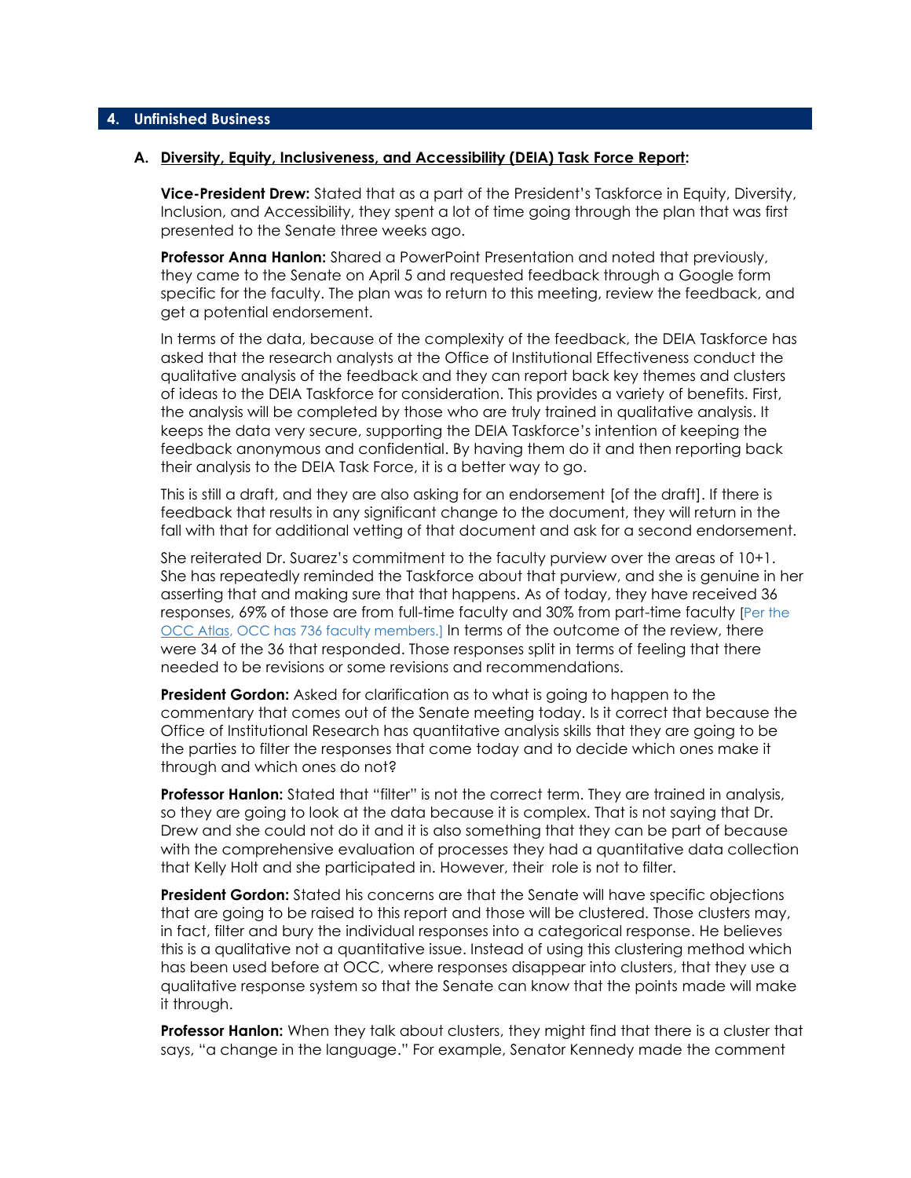## 4. Unfinished Business

### A. Diversity, Equity, Inclusiveness, and Accessibility (DEIA) Task Force Report:

**Vice-President Drew:** Stated that as a part of the President's Taskforce in Equity, Diversity, Inclusion, and Accessibility, they spent a lot of time going through the plan that was first presented to the Senate three weeks ago.

**Professor Anna Hanlon:** Shared a PowerPoint Presentation and noted that previously, they came to the Senate on April 5 and requested feedback through a Google form specific for the faculty. The plan was to return to this meeting, review the feedback, and get a potential endorsement.

In terms of the data, because of the complexity of the feedback, the DEIA Taskforce has asked that the research analysts at the Office of Institutional Effectiveness conduct the qualitative analysis of the feedback and they can report back key themes and clusters of ideas to the DEIA Taskforce for consideration. This provides a variety of benefits. First, the analysis will be completed by those who are truly trained in qualitative analysis. It keeps the data very secure, supporting the DEIA Taskforce's intention of keeping the feedback anonymous and confidential. By having them do it and then reporting back their analysis to the DEIA Task Force, it is a better way to go.

This is still a draft, and they are also asking for an endorsement [of the draft]. If there is feedback that results in any significant change to the document, they will return in the fall with that for additional vetting of that document and ask for a second endorsement.

She reiterated Dr. Suarez's commitment to the faculty purview over the areas of 10+1. She has repeatedly reminded the Taskforce about that purview, and she is genuine in her asserting that and making sure that that happens. As of today, they have received 36 responses, 69% of those are from full-time faculty and 30% from part-time faculty [Per the OCC Atlas, OCC has 736 faculty members.] In terms of the outcome of the review, there were 34 of the 36 that responded. Those responses split in terms of feeling that there needed to be revisions or some revisions and recommendations.

**President Gordon:** Asked for clarification as to what is going to happen to the commentary that comes out of the Senate meeting today. Is it correct that because the Office of Institutional Research has quantitative analysis skills that they are going to be the parties to filter the responses that come today and to decide which ones make it through and which ones do not?

**Professor Hanlon:** Stated that "filter" is not the correct term. They are trained in analysis, so they are going to look at the data because it is complex. That is not saying that Dr. Drew and she could not do it and it is also something that they can be part of because with the comprehensive evaluation of processes they had a quantitative data collection that Kelly Holt and she participated in. However, their role is not to filter.

**President Gordon:** Stated his concerns are that the Senate will have specific objections that are going to be raised to this report and those will be clustered. Those clusters may, in fact, filter and bury the individual responses into a categorical response. He believes this is a qualitative not a quantitative issue. Instead of using this clustering method which has been used before at OCC, where responses disappear into clusters, that they use a qualitative response system so that the Senate can know that the points made will make it through.

**Professor Hanlon:** When they talk about clusters, they might find that there is a cluster that says, "a change in the language." For example, Senator Kennedy made the comment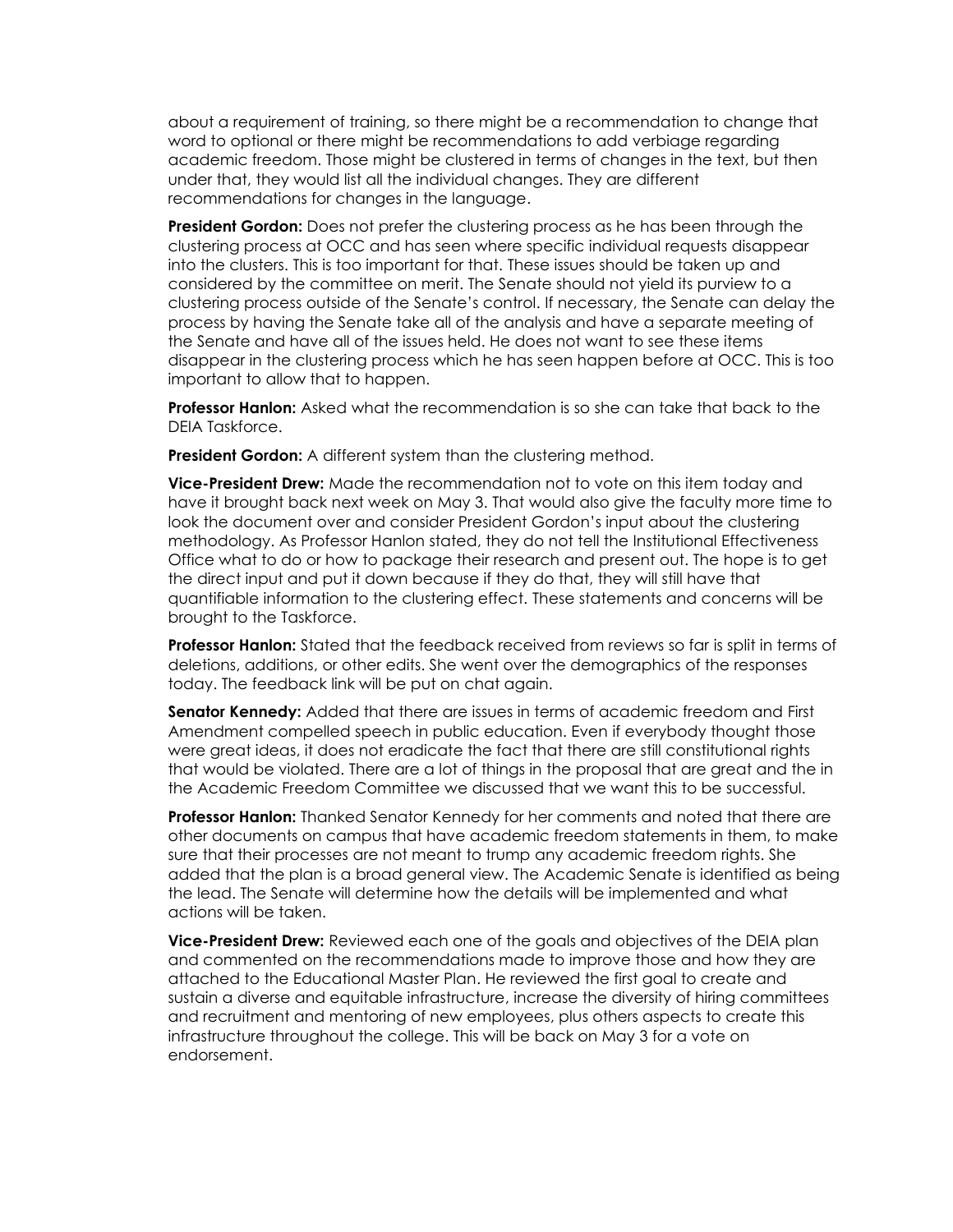about a requirement of training, so there might be a recommendation to change that word to optional or there might be recommendations to add verbiage regarding academic freedom. Those might be clustered in terms of changes in the text, but then under that, they would list all the individual changes. They are different recommendations for changes in the language.

**President Gordon:** Does not prefer the clustering process as he has been through the clustering process at OCC and has seen where specific individual requests disappear into the clusters. This is too important for that. These issues should be taken up and considered by the committee on merit. The Senate should not yield its purview to a clustering process outside of the Senate's control. If necessary, the Senate can delay the process by having the Senate take all of the analysis and have a separate meeting of the Senate and have all of the issues held. He does not want to see these items disappear in the clustering process which he has seen happen before at OCC. This is too important to allow that to happen.

**Professor Hanlon:** Asked what the recommendation is so she can take that back to the DEIA Taskforce.

**President Gordon:** A different system than the clustering method.

**Vice-President Drew:** Made the recommendation not to vote on this item today and have it brought back next week on May 3. That would also give the faculty more time to look the document over and consider President Gordon's input about the clustering methodology. As Professor Hanlon stated, they do not tell the Institutional Effectiveness Office what to do or how to package their research and present out. The hope is to get the direct input and put it down because if they do that, they will still have that quantifiable information to the clustering effect. These statements and concerns will be brought to the Taskforce.

**Professor Hanlon:** Stated that the feedback received from reviews so far is split in terms of deletions, additions, or other edits. She went over the demographics of the responses today. The feedback link will be put on chat again.

**Senator Kennedy:** Added that there are issues in terms of academic freedom and First Amendment compelled speech in public education. Even if everybody thought those were great ideas, it does not eradicate the fact that there are still constitutional rights that would be violated. There are a lot of things in the proposal that are great and the in the Academic Freedom Committee we discussed that we want this to be successful.

**Professor Hanlon:** Thanked Senator Kennedy for her comments and noted that there are other documents on campus that have academic freedom statements in them, to make sure that their processes are not meant to trump any academic freedom rights. She added that the plan is a broad general view. The Academic Senate is identified as being the lead. The Senate will determine how the details will be implemented and what actions will be taken.

**Vice-President Drew:** Reviewed each one of the goals and objectives of the DEIA plan and commented on the recommendations made to improve those and how they are attached to the Educational Master Plan. He reviewed the first goal to create and sustain a diverse and equitable infrastructure, increase the diversity of hiring committees and recruitment and mentoring of new employees, plus others aspects to create this infrastructure throughout the college. This will be back on May 3 for a vote on endorsement.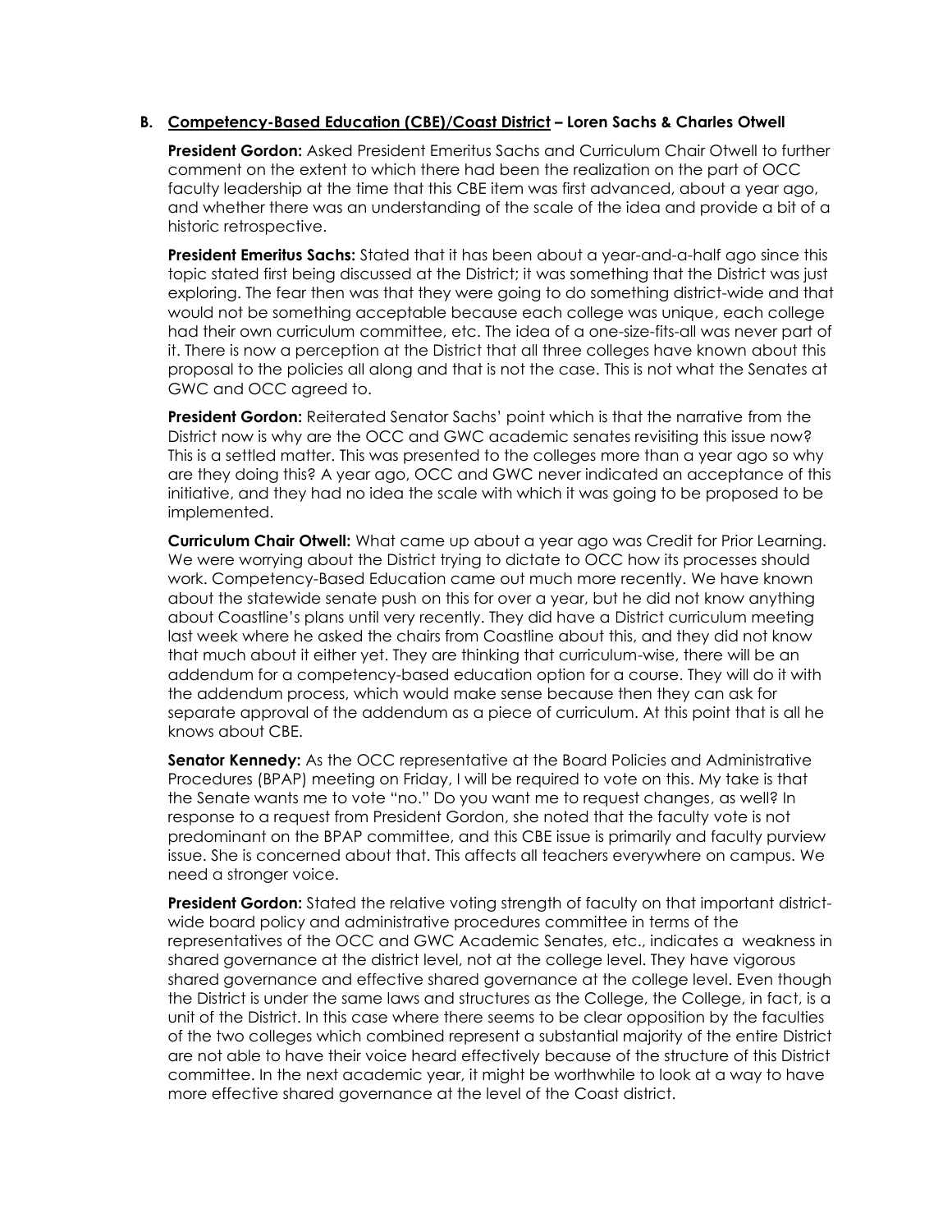**B. Competency-Based Education (CBE)/Coast District – Loren Sachs & Charles Otwell**

**President Gordon:** Asked President Emeritus Sachs and Curriculum Chair Otwell to further comment on the extent to which there had been the realization on the part of OCC faculty leadership at the time that this CBE item was first advanced, about a year ago, and whether there was an understanding of the scale of the idea and provide a bit of a historic retrospective.

**President Emeritus Sachs:** Stated that it has been about a year-and-a-half ago since this topic stated first being discussed at the District; it was something that the District was just exploring. The fear then was that they were going to do something district-wide and that would not be something acceptable because each college was unique, each college had their own curriculum committee, etc. The idea of a one-size-fits-all was never part of it. There is now a perception at the District that all three colleges have known about this proposal to the policies all along and that is not the case. This is not what the Senates at GWC and OCC agreed to.

**President Gordon:** Reiterated Senator Sachs' point which is that the narrative from the District now is why are the OCC and GWC academic senates revisiting this issue now? This is a settled matter. This was presented to the colleges more than a year ago so why are they doing this? A year ago, OCC and GWC never indicated an acceptance of this initiative, and they had no idea the scale with which it was going to be proposed to be implemented.

**Curriculum Chair Otwell:** What came up about a year ago was Credit for Prior Learning. We were worrying about the District trying to dictate to OCC how its processes should work. Competency-Based Education came out much more recently. We have known about the statewide senate push on this for over a year, but he did not know anything about Coastline's plans until very recently. They did have a District curriculum meeting last week where he asked the chairs from Coastline about this, and they did not know that much about it either yet. They are thinking that curriculum-wise, there will be an addendum for a competency-based education option for a course. They will do it with the addendum process, which would make sense because then they can ask for separate approval of the addendum as a piece of curriculum. At this point that is all he knows about CBE.

**Senator Kennedy:** As the OCC representative at the Board Policies and Administrative Procedures (BPAP) meeting on Friday, I will be required to vote on this. My take is that the Senate wants me to vote "no." Do you want me to request changes, as well? In response to a request from President Gordon, she noted that the faculty vote is not predominant on the BPAP committee, and this CBE issue is primarily and faculty purview issue. She is concerned about that. This affects all teachers everywhere on campus. We need a stronger voice.

**President Gordon:** Stated the relative voting strength of faculty on that important district-wide board policy and administrative procedures committee in terms of the representatives of the OCC and GWC Academic Senates, etc., indicates a weakness in shared governance at the district level, not at the college level. They have vigorous shared governance and effective shared governance at the college level. Even though the District is under the same laws and structures as the College, the College, in fact, is a unit of the District. In this case where there seems to be clear opposition by the faculties of the two colleges which combined represent a substantial majority of the entire District are not able to have their voice heard effectively because of the structure of this District committee. In the next academic year, it might be worthwhile to look at a way to have more effective shared governance at the level of the Coast district.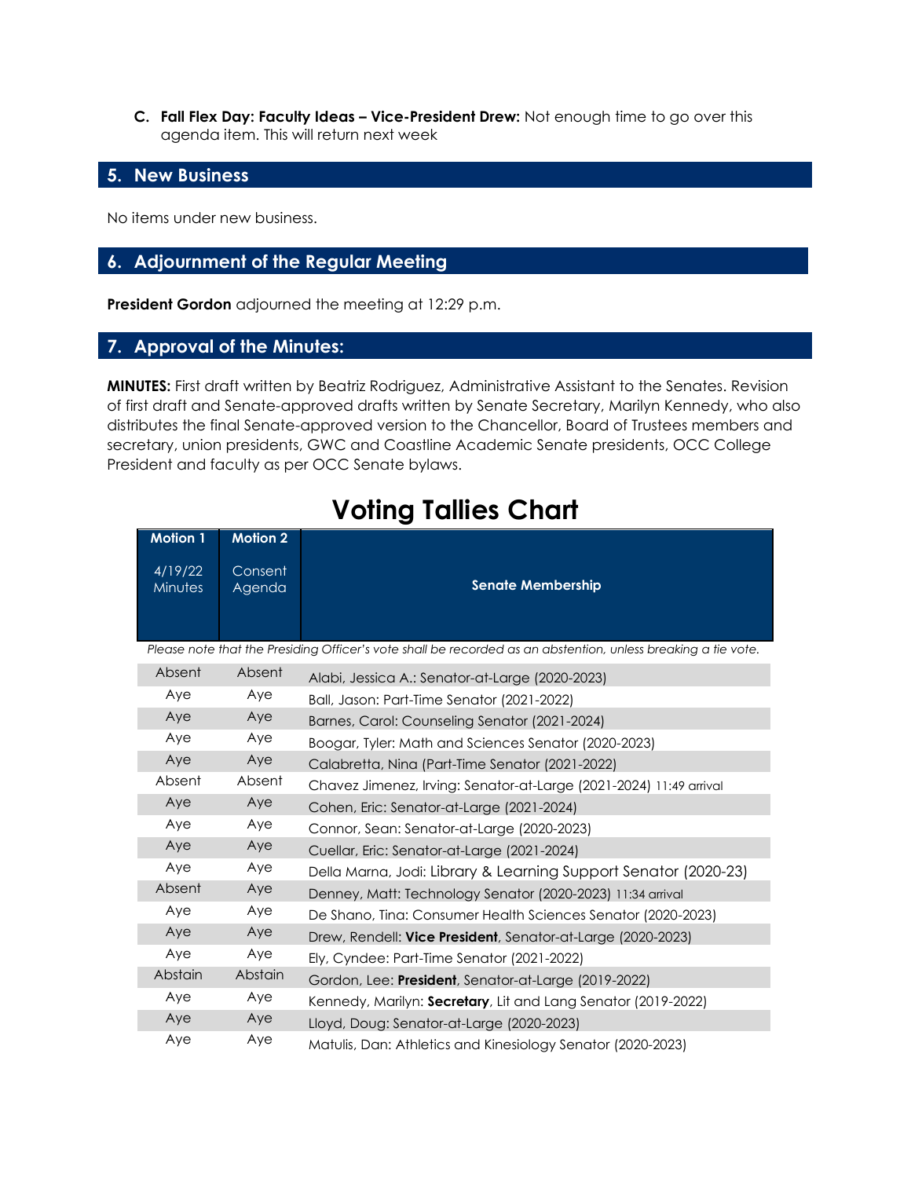**C. Fall Flex Day: Faculty Ideas – Vice-President Drew:** Not enough time to go over this agenda item. This will return next week

## 5. New Business

No items under new business.

## 6. Adjournment of the Regular Meeting

**President Gordon** adjourned the meeting at 12:29 p.m.

## 7. Approval of the Minutes:

**MINUTES:** First draft written by Beatriz Rodriguez, Administrative Assistant to the Senates. Revision of first draft and Senate-approved drafts written by Senate Secretary, Marilyn Kennedy, who also distributes the final Senate-approved version to the Chancellor, Board of Trustees members and secretary, union presidents, GWC and Coastline Academic Senate presidents, OCC College President and faculty as per OCC Senate bylaws.

# Voting Tallies Chart

| **Motion 1** 4/19/22 Minutes | **Motion 2** Consent Agenda | **Senate Membership** |
|---|---|---|
| *Please note that the Presiding Officer's vote shall be recorded as an abstention, unless breaking a tie vote.* | | |
| Absent | Absent | Alabi, Jessica A.: Senator-at-Large (2020-2023) |
| Aye | Aye | Ball, Jason: Part-Time Senator (2021-2022) |
| Aye | Aye | Barnes, Carol: Counseling Senator (2021-2024) |
| Aye | Aye | Boogar, Tyler: Math and Sciences Senator (2020-2023) |
| Aye | Aye | Calabretta, Nina (Part-Time Senator (2021-2022) |
| Absent | Absent | Chavez Jimenez, Irving: Senator-at-Large (2021-2024) 11:49 arrival |
| Aye | Aye | Cohen, Eric: Senator-at-Large (2021-2024) |
| Aye | Aye | Connor, Sean: Senator-at-Large (2020-2023) |
| Aye | Aye | Cuellar, Eric: Senator-at-Large (2021-2024) |
| Aye | Aye | Della Marna, Jodi: Library & Learning Support Senator (2020-23) |
| Absent | Aye | Denney, Matt: Technology Senator (2020-2023) 11:34 arrival |
| Aye | Aye | De Shano, Tina: Consumer Health Sciences Senator (2020-2023) |
| Aye | Aye | Drew, Rendell: **Vice President**, Senator-at-Large (2020-2023) |
| Aye | Aye | Ely, Cyndee: Part-Time Senator (2021-2022) |
| Abstain | Abstain | Gordon, Lee: **President**, Senator-at-Large (2019-2022) |
| Aye | Aye | Kennedy, Marilyn: **Secretary**, Lit and Lang Senator (2019-2022) |
| Aye | Aye | Lloyd, Doug: Senator-at-Large (2020-2023) |
| Aye | Aye | Matulis, Dan: Athletics and Kinesiology Senator (2020-2023) |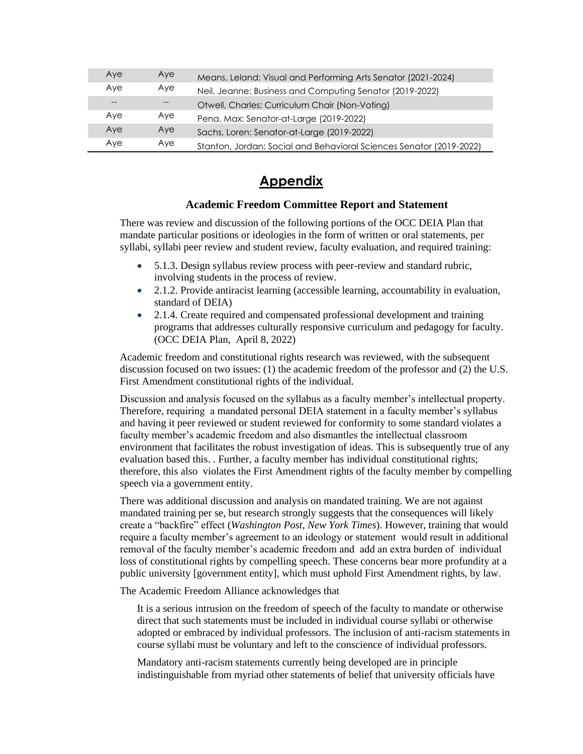| Aye | Aye | Means, Leland: Visual and Performing Arts Senator (2021-2024) |
|---|---|---|
| Aye | Aye | Neil, Jeanne: Business and Computing Senator (2019-2022) |
| -- | -- | Otwell, Charles: Curriculum Chair (Non-Voting) |
| Aye | Aye | Pena, Max: Senator-at-Large (2019-2022) |
| Aye | Aye | Sachs, Loren: Senator-at-Large (2019-2022) |
| Aye | Aye | Stanton, Jordan: Social and Behavioral Sciences Senator (2019-2022) |

# Appendix

### Academic Freedom Committee Report and Statement

There was review and discussion of the following portions of the OCC DEIA Plan that mandate particular positions or ideologies in the form of written or oral statements, per syllabi, syllabi peer review and student review, faculty evaluation, and required training:

- 5.1.3. Design syllabus review process with peer-review and standard rubric, involving students in the process of review.
- 2.1.2. Provide antiracist learning (accessible learning, accountability in evaluation, standard of DEIA)
- 2.1.4. Create required and compensated professional development and training programs that addresses culturally responsive curriculum and pedagogy for faculty. (OCC DEIA Plan, April 8, 2022)

Academic freedom and constitutional rights research was reviewed, with the subsequent discussion focused on two issues: (1) the academic freedom of the professor and (2) the U.S. First Amendment constitutional rights of the individual.

Discussion and analysis focused on the syllabus as a faculty member's intellectual property. Therefore, requiring a mandated personal DEIA statement in a faculty member's syllabus and having it peer reviewed or student reviewed for conformity to some standard violates a faculty member's academic freedom and also dismantles the intellectual classroom environment that facilitates the robust investigation of ideas. This is subsequently true of any evaluation based this. . Further, a faculty member has individual constitutional rights; therefore, this also violates the First Amendment rights of the faculty member by compelling speech via a government entity.

There was additional discussion and analysis on mandated training. We are not against mandated training per se, but research strongly suggests that the consequences will likely create a "backfire" effect (*Washington Post*, *New York Times*). However, training that would require a faculty member's agreement to an ideology or statement would result in additional removal of the faculty member's academic freedom and add an extra burden of individual loss of constitutional rights by compelling speech. These concerns bear more profundity at a public university [government entity], which must uphold First Amendment rights, by law.

The Academic Freedom Alliance acknowledges that

> It is a serious intrusion on the freedom of speech of the faculty to mandate or otherwise direct that such statements must be included in individual course syllabi or otherwise adopted or embraced by individual professors. The inclusion of anti-racism statements in course syllabi must be voluntary and left to the conscience of individual professors.
>
> Mandatory anti-racism statements currently being developed are in principle indistinguishable from myriad other statements of belief that university officials have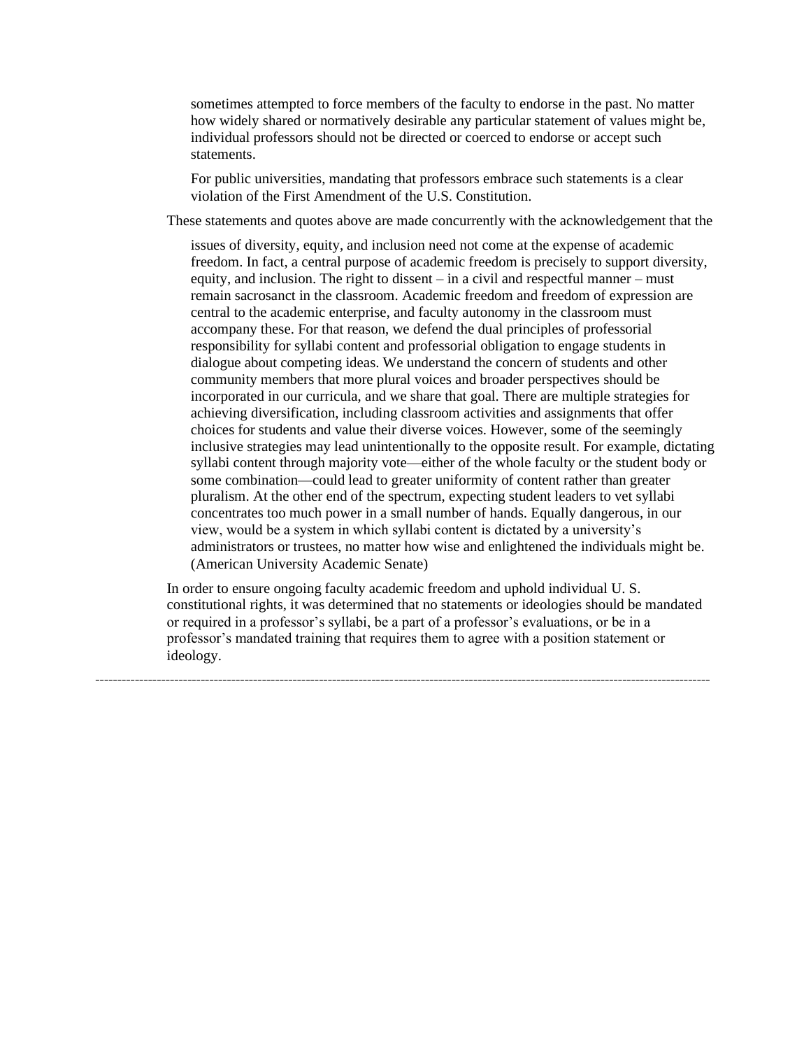> sometimes attempted to force members of the faculty to endorse in the past. No matter how widely shared or normatively desirable any particular statement of values might be, individual professors should not be directed or coerced to endorse or accept such statements.
>
> For public universities, mandating that professors embrace such statements is a clear violation of the First Amendment of the U.S. Constitution.

These statements and quotes above are made concurrently with the acknowledgement that the

> issues of diversity, equity, and inclusion need not come at the expense of academic freedom. In fact, a central purpose of academic freedom is precisely to support diversity, equity, and inclusion. The right to dissent – in a civil and respectful manner – must remain sacrosanct in the classroom. Academic freedom and freedom of expression are central to the academic enterprise, and faculty autonomy in the classroom must accompany these. For that reason, we defend the dual principles of professorial responsibility for syllabi content and professorial obligation to engage students in dialogue about competing ideas. We understand the concern of students and other community members that more plural voices and broader perspectives should be incorporated in our curricula, and we share that goal. There are multiple strategies for achieving diversification, including classroom activities and assignments that offer choices for students and value their diverse voices. However, some of the seemingly inclusive strategies may lead unintentionally to the opposite result. For example, dictating syllabi content through majority vote—either of the whole faculty or the student body or some combination—could lead to greater uniformity of content rather than greater pluralism. At the other end of the spectrum, expecting student leaders to vet syllabi concentrates too much power in a small number of hands. Equally dangerous, in our view, would be a system in which syllabi content is dictated by a university's administrators or trustees, no matter how wise and enlightened the individuals might be. (American University Academic Senate)

In order to ensure ongoing faculty academic freedom and uphold individual U. S. constitutional rights, it was determined that no statements or ideologies should be mandated or required in a professor's syllabi, be a part of a professor's evaluations, or be in a professor's mandated training that requires them to agree with a position statement or ideology.

---